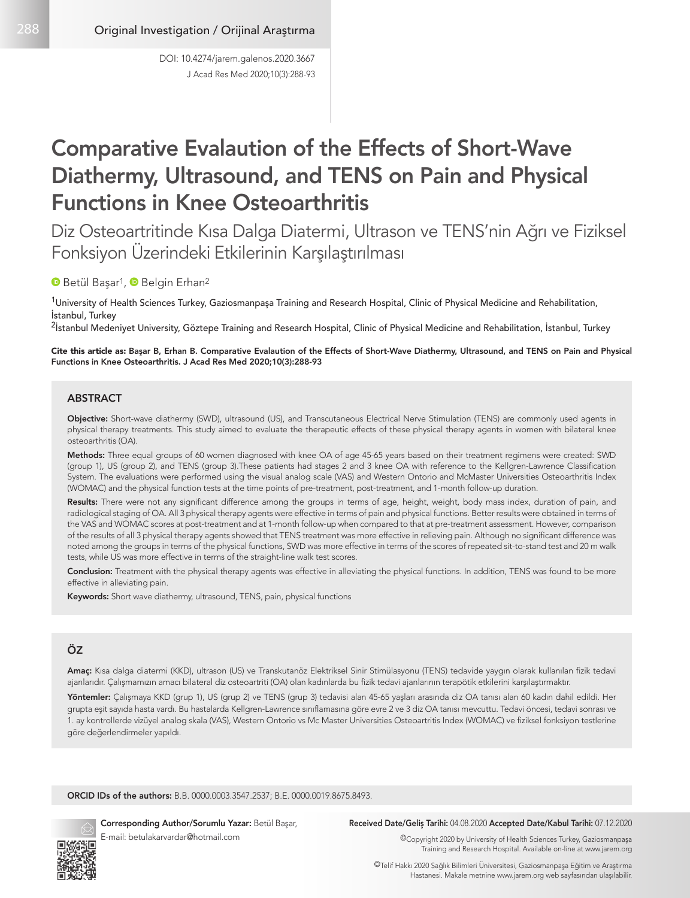Original Investigation / Orijinal Araştırma

DOI: 10.4274/jarem.galenos.2020.3667

# Comparative Evalaution of the Effects of Short-Wave Diathermy, Ultrasound, and TENS on Pain and Physical Functions in Knee Osteoarthritis

## Diz Osteoartritinde Kısa Dalga Diatermi, Ultrason ve TENS'nin Ağrı ve Fiziksel Fonksiyon Üzerindeki Etkilerinin Karşılaştırılması

Betül Başar[1], Belgin Erhan[2]

[1]University of Health Sciences Turkey, Gaziosmanpaşa Training and Research Hospital, Clinic of Physical Medicine and Rehabilitation, İstanbul, Turkey

[2]İstanbul Medeniyet University, Göztepe Training and Research Hospital, Clinic of Physical Medicine and Rehabilitation, İstanbul, Turkey

**Cite this article as: Başar B, Erhan B. Comparative Evalaution of the Effects of Short-Wave Diathermy, Ultrasound, and TENS on Pain and Physical Functions in Knee Osteoarthritis. J Acad Res Med 2020;10(3):288-93**

### ABSTRACT

**Objective:** Short-wave diathermy (SWD), ultrasound (US), and Transcutaneous Electrical Nerve Stimulation (TENS) are commonly used agents in physical therapy treatments. This study aimed to evaluate the therapeutic effects of these physical therapy agents in women with bilateral knee osteoarthritis (OA).

**Methods:** Three equal groups of 60 women diagnosed with knee OA of age 45-65 years based on their treatment regimens were created: SWD (group 1), US (group 2), and TENS (group 3).These patients had stages 2 and 3 knee OA with reference to the Kellgren-Lawrence Classification System. The evaluations were performed using the visual analog scale (VAS) and Western Ontorio and McMaster Universities Osteoarthritis Index (WOMAC) and the physical function tests at the time points of pre-treatment, post-treatment, and 1-month follow-up duration.

**Results:** There were not any significant difference among the groups in terms of age, height, weight, body mass index, duration of pain, and radiological staging of OA. All 3 physical therapy agents were effective in terms of pain and physical functions. Better results were obtained in terms of the VAS and WOMAC scores at post-treatment and at 1-month follow-up when compared to that at pre-treatment assessment. However, comparison of the results of all 3 physical therapy agents showed that TENS treatment was more effective in relieving pain. Although no significant difference was noted among the groups in terms of the physical functions, SWD was more effective in terms of the scores of repeated sit-to-stand test and 20 m walk tests, while US was more effective in terms of the straight-line walk test scores.

**Conclusion:** Treatment with the physical therapy agents was effective in alleviating the physical functions. In addition, TENS was found to be more effective in alleviating pain.

**Keywords:** Short wave diathermy, ultrasound, TENS, pain, physical functions

### ÖZ

**Amaç:** Kısa dalga diatermi (KKD), ultrason (US) ve Transkutanöz Elektriksel Sinir Stimülasyonu (TENS) tedavide yaygın olarak kullanılan fizik tedavi ajanlarıdır. Çalışmamızın amacı bilateral diz osteoartriti (OA) olan kadınlarda bu fizik tedavi ajanlarının terapötik etkilerini karşılaştırmaktır.

**Yöntemler:** Çalışmaya KKD (grup 1), US (grup 2) ve TENS (grup 3) tedavisi alan 45-65 yaşları arasında diz OA tanısı alan 60 kadın dahil edildi. Her grupta eşit sayıda hasta vardı. Bu hastalarda Kellgren-Lawrence sınıflamasına göre evre 2 ve 3 diz OA tanısı mevcuttu. Tedavi öncesi, tedavi sonrası ve 1. ay kontrollerde vizüyel analog skala (VAS), Western Ontorio vs Mc Master Universities Osteoarthritis Index (WOMAC) ve fiziksel fonksiyon testlerine göre değerlendirmeler yapıldı.

**ORCID IDs of the authors:** B.B. 0000.0003.3547.2537; B.E. 0000.0019.8675.8493.

**Corresponding Author/Sorumlu Yazar:** Betül Başar, E-mail: betulakarvardar@hotmail.com

**Received Date/Geliş Tarihi:** 04.08.2020 **Accepted Date/Kabul Tarihi:** 07.12.2020

©Copyright 2020 by University of Health Sciences Turkey, Gaziosmanpaşa Training and Research Hospital. Available on-line at www.jarem.org

©Telif Hakkı 2020 Sağlık Bilimleri Üniversitesi, Gaziosmanpaşa Eğitim ve Araştırma Hastanesi. Makale metnine www.jarem.org web sayfasından ulaşılabilir.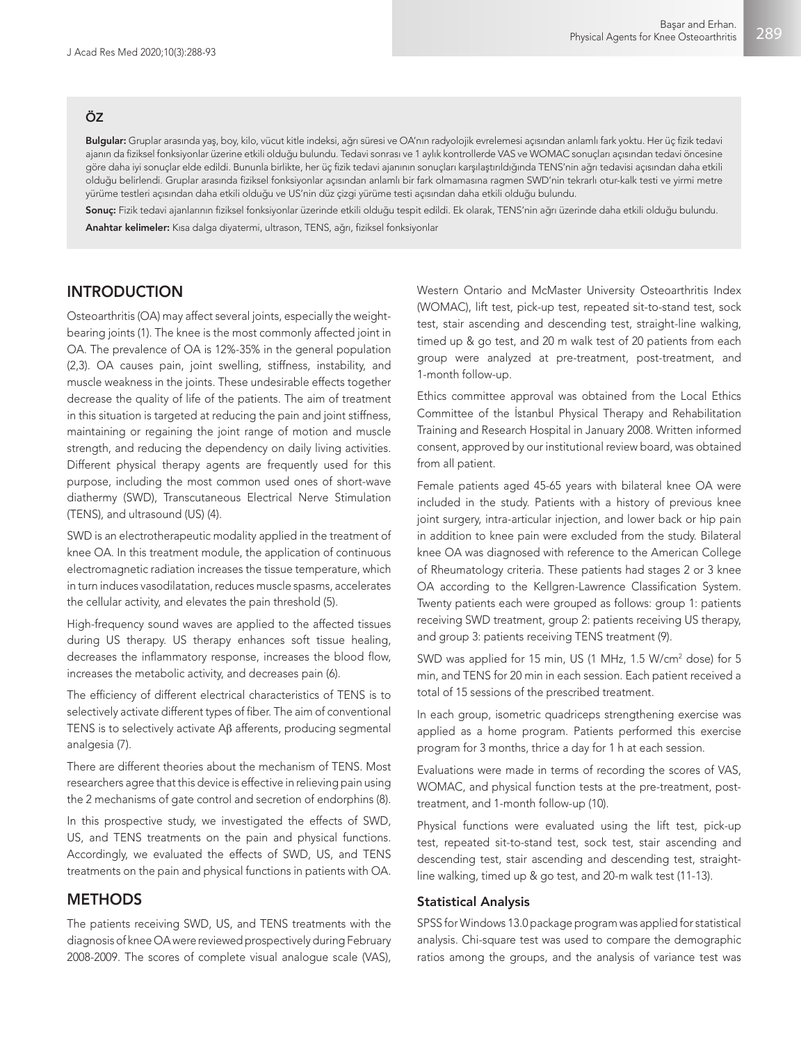## ÖZ

**Bulgular:** Gruplar arasında yaş, boy, kilo, vücut kitle indeksi, ağrı süresi ve OA'nın radyolojik evrelemesi açısından anlamlı fark yoktu. Her üç fizik tedavi ajanın da fiziksel fonksiyonlar üzerine etkili olduğu bulundu. Tedavi sonrası ve 1 aylık kontrollerde VAS ve WOMAC sonuçları açısından tedavi öncesine göre daha iyi sonuçlar elde edildi. Bununla birlikte, her üç fizik tedavi ajanının sonuçları karşılaştırıldığında TENS'nin ağrı tedavisi açısından daha etkili olduğu belirlendi. Gruplar arasında fiziksel fonksiyonlar açısından anlamlı bir fark olmamasına ragmen SWD'nin tekrarlı otur-kalk testi ve yirmi metre yürüme testleri açısından daha etkili olduğu ve US'nin düz çizgi yürüme testi açısından daha etkili olduğu bulundu.

**Sonuç:** Fizik tedavi ajanlarının fiziksel fonksiyonlar üzerinde etkili olduğu tespit edildi. Ek olarak, TENS'nin ağrı üzerinde daha etkili olduğu bulundu.

**Anahtar kelimeler:** Kısa dalga diyatermi, ultrason, TENS, ağrı, fiziksel fonksiyonlar

## INTRODUCTION

Osteoarthritis (OA) may affect several joints, especially the weight-bearing joints (1). The knee is the most commonly affected joint in OA. The prevalence of OA is 12%-35% in the general population (2,3). OA causes pain, joint swelling, stiffness, instability, and muscle weakness in the joints. These undesirable effects together decrease the quality of life of the patients. The aim of treatment in this situation is targeted at reducing the pain and joint stiffness, maintaining or regaining the joint range of motion and muscle strength, and reducing the dependency on daily living activities. Different physical therapy agents are frequently used for this purpose, including the most common used ones of short-wave diathermy (SWD), Transcutaneous Electrical Nerve Stimulation (TENS), and ultrasound (US) (4).

SWD is an electrotherapeutic modality applied in the treatment of knee OA. In this treatment module, the application of continuous electromagnetic radiation increases the tissue temperature, which in turn induces vasodilatation, reduces muscle spasms, accelerates the cellular activity, and elevates the pain threshold (5).

High-frequency sound waves are applied to the affected tissues during US therapy. US therapy enhances soft tissue healing, decreases the inflammatory response, increases the blood flow, increases the metabolic activity, and decreases pain (6).

The efficiency of different electrical characteristics of TENS is to selectively activate different types of fiber. The aim of conventional TENS is to selectively activate Aβ afferents, producing segmental analgesia (7).

There are different theories about the mechanism of TENS. Most researchers agree that this device is effective in relieving pain using the 2 mechanisms of gate control and secretion of endorphins (8).

In this prospective study, we investigated the effects of SWD, US, and TENS treatments on the pain and physical functions. Accordingly, we evaluated the effects of SWD, US, and TENS treatments on the pain and physical functions in patients with OA.

## METHODS

The patients receiving SWD, US, and TENS treatments with the diagnosis of knee OA were reviewed prospectively during February 2008-2009. The scores of complete visual analogue scale (VAS), Western Ontario and McMaster University Osteoarthritis Index (WOMAC), lift test, pick-up test, repeated sit-to-stand test, sock test, stair ascending and descending test, straight-line walking, timed up & go test, and 20 m walk test of 20 patients from each group were analyzed at pre-treatment, post-treatment, and 1-month follow-up.

Ethics committee approval was obtained from the Local Ethics Committee of the İstanbul Physical Therapy and Rehabilitation Training and Research Hospital in January 2008. Written informed consent, approved by our institutional review board, was obtained from all patient.

Female patients aged 45-65 years with bilateral knee OA were included in the study. Patients with a history of previous knee joint surgery, intra-articular injection, and lower back or hip pain in addition to knee pain were excluded from the study. Bilateral knee OA was diagnosed with reference to the American College of Rheumatology criteria. These patients had stages 2 or 3 knee OA according to the Kellgren-Lawrence Classification System. Twenty patients each were grouped as follows: group 1: patients receiving SWD treatment, group 2: patients receiving US therapy, and group 3: patients receiving TENS treatment (9).

SWD was applied for 15 min, US (1 MHz, 1.5 W/cm$^2$ dose) for 5 min, and TENS for 20 min in each session. Each patient received a total of 15 sessions of the prescribed treatment.

In each group, isometric quadriceps strengthening exercise was applied as a home program. Patients performed this exercise program for 3 months, thrice a day for 1 h at each session.

Evaluations were made in terms of recording the scores of VAS, WOMAC, and physical function tests at the pre-treatment, post-treatment, and 1-month follow-up (10).

Physical functions were evaluated using the lift test, pick-up test, repeated sit-to-stand test, sock test, stair ascending and descending test, stair ascending and descending test, straight-line walking, timed up & go test, and 20-m walk test (11-13).

### Statistical Analysis

SPSS for Windows 13.0 package program was applied for statistical analysis. Chi-square test was used to compare the demographic ratios among the groups, and the analysis of variance test was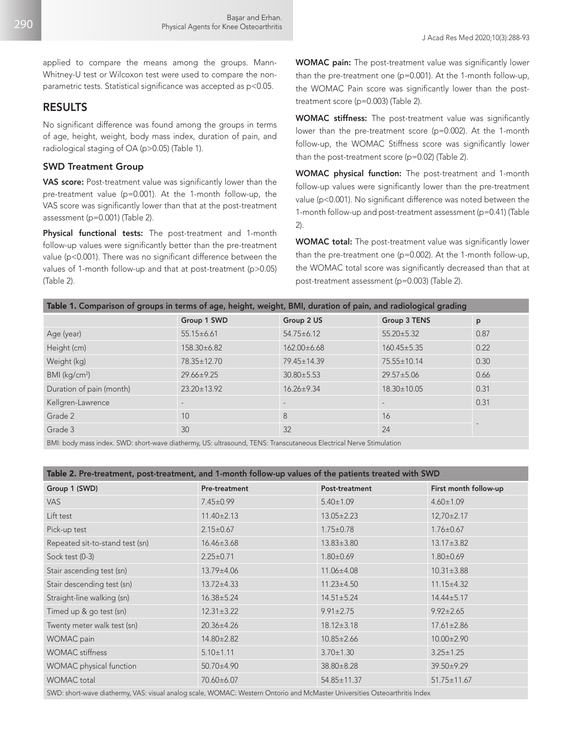applied to compare the means among the groups. Mann-Whitney-U test or Wilcoxon test were used to compare the non-parametric tests. Statistical significance was accepted as $p<0.05$.

## RESULTS

No significant difference was found among the groups in terms of age, height, weight, body mass index, duration of pain, and radiological staging of OA ($p>0.05$) (Table 1).

### SWD Treatment Group

**VAS score:** Post-treatment value was significantly lower than the pre-treatment value ($p=0.001$). At the 1-month follow-up, the VAS score was significantly lower than that at the post-treatment assessment ($p=0.001$) (Table 2).

**Physical functional tests:** The post-treatment and 1-month follow-up values were significantly better than the pre-treatment value ($p<0.001$). There was no significant difference between the values of 1-month follow-up and that at post-treatment ($p>0.05$) (Table 2).

**WOMAC pain:** The post-treatment value was significantly lower than the pre-treatment one ($p=0.001$). At the 1-month follow-up, the WOMAC Pain score was significantly lower than the post-treatment score ($p=0.003$) (Table 2).

**WOMAC stiffness:** The post-treatment value was significantly lower than the pre-treatment score ($p=0.002$). At the 1-month follow-up, the WOMAC Stiffness score was significantly lower than the post-treatment score ($p=0.02$) (Table 2).

**WOMAC physical function:** The post-treatment and 1-month follow-up values were significantly lower than the pre-treatment value ($p<0.001$). No significant difference was noted between the 1-month follow-up and post-treatment assessment ($p=0.41$) (Table 2).

**WOMAC total:** The post-treatment value was significantly lower than the pre-treatment one ($p=0.002$). At the 1-month follow-up, the WOMAC total score was significantly decreased than that at post-treatment assessment ($p=0.003$) (Table 2).

**Table 1.** Comparison of groups in terms of age, height, weight, BMI, duration of pain, and radiological grading

| | Group 1 SWD | Group 2 US | Group 3 TENS | p |
|---|---|---|---|---|
| Age (year) | 55.15±6.61 | 54.75±6.12 | 55.20±5.32 | 0.87 |
| Height (cm) | 158.30±6.82 | 162.00±6.68 | 160.45±5.35 | 0.22 |
| Weight (kg) | 78.35±12.70 | 79.45±14.39 | 75.55±10.14 | 0.30 |
| BMI (kg/cm²) | 29.66±9.25 | 30.80±5.53 | 29.57±5.06 | 0.66 |
| Duration of pain (month) | 23.20±13.92 | 16.26±9.34 | 18.30±10.05 | 0.31 |
| Kellgren-Lawrence | - | - | - | 0.31 |
| Grade 2 | 10 | 8 | 16 | - |
| Grade 3 | 30 | 32 | 24 | |

BMI: body mass index. SWD: short-wave diathermy, US: ultrasound, TENS: Transcutaneous Electrical Nerve Stimulation

**Table 2.** Pre-treatment, post-treatment, and 1-month follow-up values of the patients treated with SWD

| Group 1 (SWD) | Pre-treatment | Post-treatment | First month follow-up |
|---|---|---|---|
| VAS | 7.45±0.99 | 5.40±1.09 | 4.60±1.09 |
| Lift test | 11.40±2.13 | 13.05±2.23 | 12,70±2.17 |
| Pick-up test | 2.15±0.67 | 1.75±0.78 | 1.76±0.67 |
| Repeated sit-to-stand test (sn) | 16.46±3.68 | 13.83±3.80 | 13.17±3.82 |
| Sock test (0-3) | 2.25±0.71 | 1.80±0.69 | 1.80±0.69 |
| Stair ascending test (sn) | 13.79±4.06 | 11.06±4.08 | 10.31±3.88 |
| Stair descending test (sn) | 13.72±4.33 | 11.23±4.50 | 11.15±4.32 |
| Straight-line walking (sn) | 16.38±5.24 | 14.51±5.24 | 14.44±5.17 |
| Timed up & go test (sn) | 12.31±3.22 | 9.91±2.75 | 9.92±2.65 |
| Twenty meter walk test (sn) | 20.36±4.26 | 18.12±3.18 | 17.61±2.86 |
| WOMAC pain | 14.80±2.82 | 10.85±2.66 | 10.00±2.90 |
| WOMAC stiffness | 5.10±1.11 | 3.70±1.30 | 3.25±1.25 |
| WOMAC physical function | 50.70±4.90 | 38.80±8.28 | 39.50±9.29 |
| WOMAC total | 70.60±6.07 | 54.85±11.37 | 51.75±11.67 |

SWD: short-wave diathermy, VAS: visual analog scale, WOMAC: Western Ontorio and McMaster Universities Osteoarthritis Index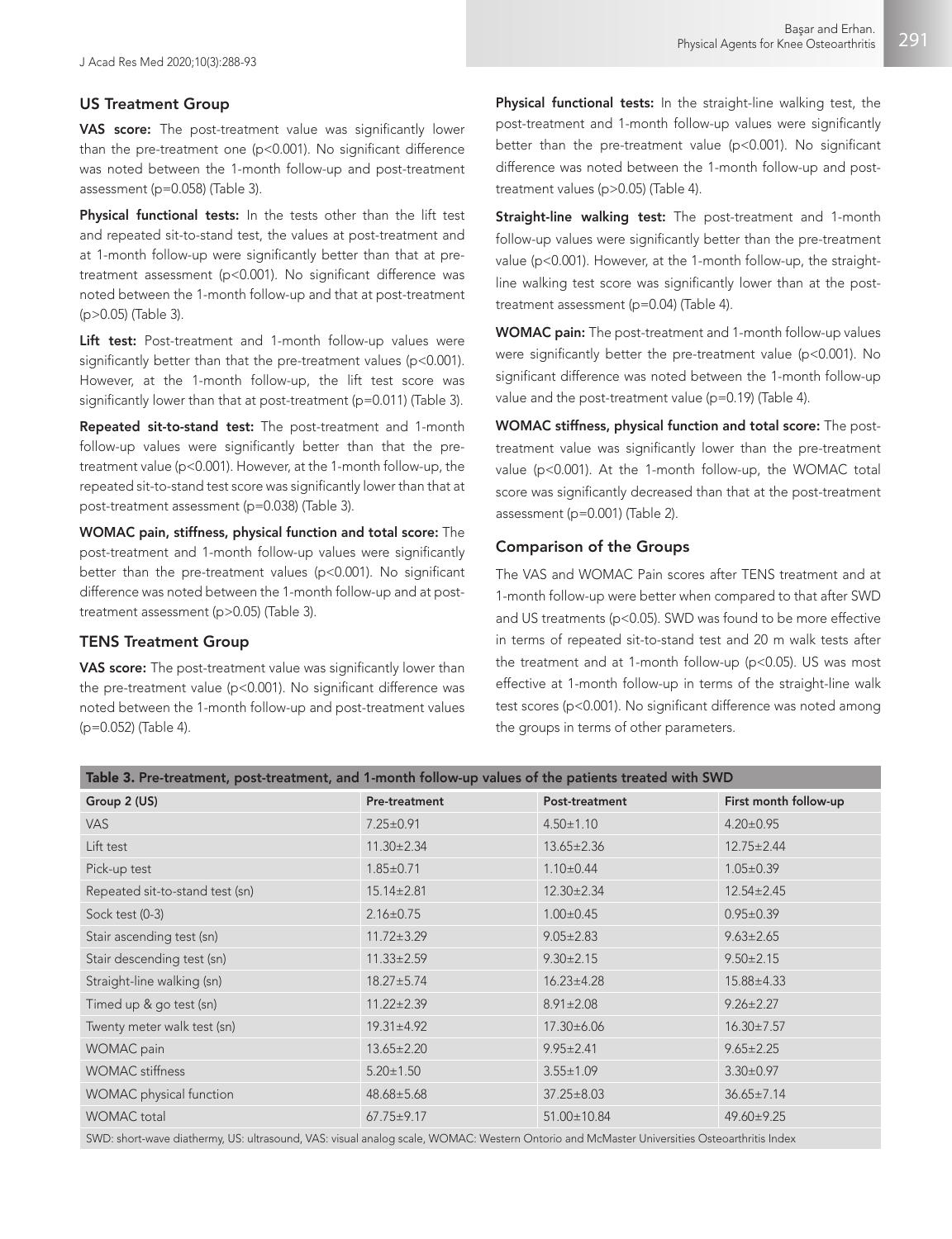### US Treatment Group

**VAS score:** The post-treatment value was significantly lower than the pre-treatment one (p<0.001). No significant difference was noted between the 1-month follow-up and post-treatment assessment (p=0.058) (Table 3).

**Physical functional tests:** In the tests other than the lift test and repeated sit-to-stand test, the values at post-treatment and at 1-month follow-up were significantly better than that at pre-treatment assessment (p<0.001). No significant difference was noted between the 1-month follow-up and that at post-treatment (p>0.05) (Table 3).

**Lift test:** Post-treatment and 1-month follow-up values were significantly better than that the pre-treatment values (p<0.001). However, at the 1-month follow-up, the lift test score was significantly lower than that at post-treatment (p=0.011) (Table 3).

**Repeated sit-to-stand test:** The post-treatment and 1-month follow-up values were significantly better than that the pre-treatment value (p<0.001). However, at the 1-month follow-up, the repeated sit-to-stand test score was significantly lower than that at post-treatment assessment (p=0.038) (Table 3).

**WOMAC pain, stiffness, physical function and total score:** The post-treatment and 1-month follow-up values were significantly better than the pre-treatment values (p<0.001). No significant difference was noted between the 1-month follow-up and at post-treatment assessment (p>0.05) (Table 3).

### TENS Treatment Group

**VAS score:** The post-treatment value was significantly lower than the pre-treatment value (p<0.001). No significant difference was noted between the 1-month follow-up and post-treatment values (p=0.052) (Table 4).

**Physical functional tests:** In the straight-line walking test, the post-treatment and 1-month follow-up values were significantly better than the pre-treatment value (p<0.001). No significant difference was noted between the 1-month follow-up and post-treatment values (p>0.05) (Table 4).

**Straight-line walking test:** The post-treatment and 1-month follow-up values were significantly better than the pre-treatment value (p<0.001). However, at the 1-month follow-up, the straight-line walking test score was significantly lower than at the post-treatment assessment (p=0.04) (Table 4).

**WOMAC pain:** The post-treatment and 1-month follow-up values were significantly better the pre-treatment value (p<0.001). No significant difference was noted between the 1-month follow-up value and the post-treatment value (p=0.19) (Table 4).

**WOMAC stiffness, physical function and total score:** The post-treatment value was significantly lower than the pre-treatment value (p<0.001). At the 1-month follow-up, the WOMAC total score was significantly decreased than that at the post-treatment assessment (p=0.001) (Table 2).

### Comparison of the Groups

The VAS and WOMAC Pain scores after TENS treatment and at 1-month follow-up were better when compared to that after SWD and US treatments (p<0.05). SWD was found to be more effective in terms of repeated sit-to-stand test and 20 m walk tests after the treatment and at 1-month follow-up (p<0.05). US was most effective at 1-month follow-up in terms of the straight-line walk test scores (p<0.001). No significant difference was noted among the groups in terms of other parameters.

**Table 3.** Pre-treatment, post-treatment, and 1-month follow-up values of the patients treated with SWD

| Group 2 (US) | Pre-treatment | Post-treatment | First month follow-up |
|---|---|---|---|
| VAS | 7.25±0.91 | 4.50±1.10 | 4.20±0.95 |
| Lift test | 11.30±2.34 | 13.65±2.36 | 12.75±2.44 |
| Pick-up test | 1.85±0.71 | 1.10±0.44 | 1.05±0.39 |
| Repeated sit-to-stand test (sn) | 15.14±2.81 | 12.30±2.34 | 12.54±2.45 |
| Sock test (0-3) | 2.16±0.75 | 1.00±0.45 | 0.95±0.39 |
| Stair ascending test (sn) | 11.72±3.29 | 9.05±2.83 | 9.63±2.65 |
| Stair descending test (sn) | 11.33±2.59 | 9.30±2.15 | 9.50±2.15 |
| Straight-line walking (sn) | 18.27±5.74 | 16.23±4.28 | 15.88±4.33 |
| Timed up & go test (sn) | 11.22±2.39 | 8.91±2.08 | 9.26±2.27 |
| Twenty meter walk test (sn) | 19.31±4.92 | 17.30±6.06 | 16.30±7.57 |
| WOMAC pain | 13.65±2.20 | 9.95±2.41 | 9.65±2.25 |
| WOMAC stiffness | 5.20±1.50 | 3.55±1.09 | 3.30±0.97 |
| WOMAC physical function | 48.68±5.68 | 37.25±8.03 | 36.65±7.14 |
| WOMAC total | 67.75±9.17 | 51.00±10.84 | 49.60±9.25 |

SWD: short-wave diathermy, US: ultrasound, VAS: visual analog scale, WOMAC: Western Ontorio and McMaster Universities Osteoarthritis Index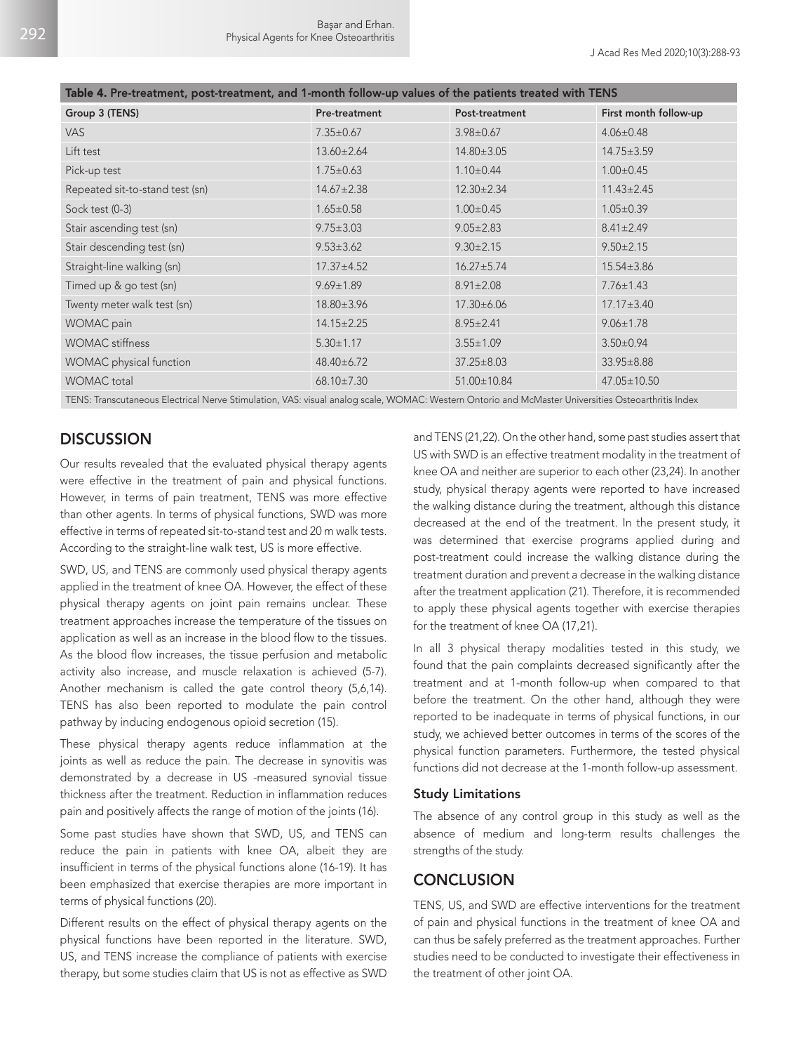**Table 4.** Pre-treatment, post-treatment, and 1-month follow-up values of the patients treated with TENS

| Group 3 (TENS) | Pre-treatment | Post-treatment | First month follow-up |
|---|---|---|---|
| VAS | 7.35±0.67 | 3.98±0.67 | 4.06±0.48 |
| Lift test | 13.60±2.64 | 14.80±3.05 | 14.75±3.59 |
| Pick-up test | 1.75±0.63 | 1.10±0.44 | 1.00±0.45 |
| Repeated sit-to-stand test (sn) | 14.67±2.38 | 12.30±2.34 | 11.43±2.45 |
| Sock test (0-3) | 1.65±0.58 | 1.00±0.45 | 1.05±0.39 |
| Stair ascending test (sn) | 9.75±3.03 | 9.05±2.83 | 8.41±2.49 |
| Stair descending test (sn) | 9.53±3.62 | 9.30±2.15 | 9.50±2.15 |
| Straight-line walking (sn) | 17.37±4.52 | 16.27±5.74 | 15.54±3.86 |
| Timed up & go test (sn) | 9.69±1.89 | 8.91±2.08 | 7.76±1.43 |
| Twenty meter walk test (sn) | 18.80±3.96 | 17.30±6.06 | 17.17±3.40 |
| WOMAC pain | 14.15±2.25 | 8.95±2.41 | 9.06±1.78 |
| WOMAC stiffness | 5.30±1.17 | 3.55±1.09 | 3.50±0.94 |
| WOMAC physical function | 48.40±6.72 | 37.25±8.03 | 33.95±8.88 |
| WOMAC total | 68.10±7.30 | 51.00±10.84 | 47.05±10.50 |

TENS: Transcutaneous Electrical Nerve Stimulation, VAS: visual analog scale, WOMAC: Western Ontorio and McMaster Universities Osteoarthritis Index

## DISCUSSION

Our results revealed that the evaluated physical therapy agents were effective in the treatment of pain and physical functions. However, in terms of pain treatment, TENS was more effective than other agents. In terms of physical functions, SWD was more effective in terms of repeated sit-to-stand test and 20 m walk tests. According to the straight-line walk test, US is more effective.

SWD, US, and TENS are commonly used physical therapy agents applied in the treatment of knee OA. However, the effect of these physical therapy agents on joint pain remains unclear. These treatment approaches increase the temperature of the tissues on application as well as an increase in the blood flow to the tissues. As the blood flow increases, the tissue perfusion and metabolic activity also increase, and muscle relaxation is achieved (5-7). Another mechanism is called the gate control theory (5,6,14). TENS has also been reported to modulate the pain control pathway by inducing endogenous opioid secretion (15).

These physical therapy agents reduce inflammation at the joints as well as reduce the pain. The decrease in synovitis was demonstrated by a decrease in US -measured synovial tissue thickness after the treatment. Reduction in inflammation reduces pain and positively affects the range of motion of the joints (16).

Some past studies have shown that SWD, US, and TENS can reduce the pain in patients with knee OA, albeit they are insufficient in terms of the physical functions alone (16-19). It has been emphasized that exercise therapies are more important in terms of physical functions (20).

Different results on the effect of physical therapy agents on the physical functions have been reported in the literature. SWD, US, and TENS increase the compliance of patients with exercise therapy, but some studies claim that US is not as effective as SWD and TENS (21,22). On the other hand, some past studies assert that US with SWD is an effective treatment modality in the treatment of knee OA and neither are superior to each other (23,24). In another study, physical therapy agents were reported to have increased the walking distance during the treatment, although this distance decreased at the end of the treatment. In the present study, it was determined that exercise programs applied during and post-treatment could increase the walking distance during the treatment duration and prevent a decrease in the walking distance after the treatment application (21). Therefore, it is recommended to apply these physical agents together with exercise therapies for the treatment of knee OA (17,21).

In all 3 physical therapy modalities tested in this study, we found that the pain complaints decreased significantly after the treatment and at 1-month follow-up when compared to that before the treatment. On the other hand, although they were reported to be inadequate in terms of physical functions, in our study, we achieved better outcomes in terms of the scores of the physical function parameters. Furthermore, the tested physical functions did not decrease at the 1-month follow-up assessment.

### Study Limitations

The absence of any control group in this study as well as the absence of medium and long-term results challenges the strengths of the study.

## CONCLUSION

TENS, US, and SWD are effective interventions for the treatment of pain and physical functions in the treatment of knee OA and can thus be safely preferred as the treatment approaches. Further studies need to be conducted to investigate their effectiveness in the treatment of other joint OA.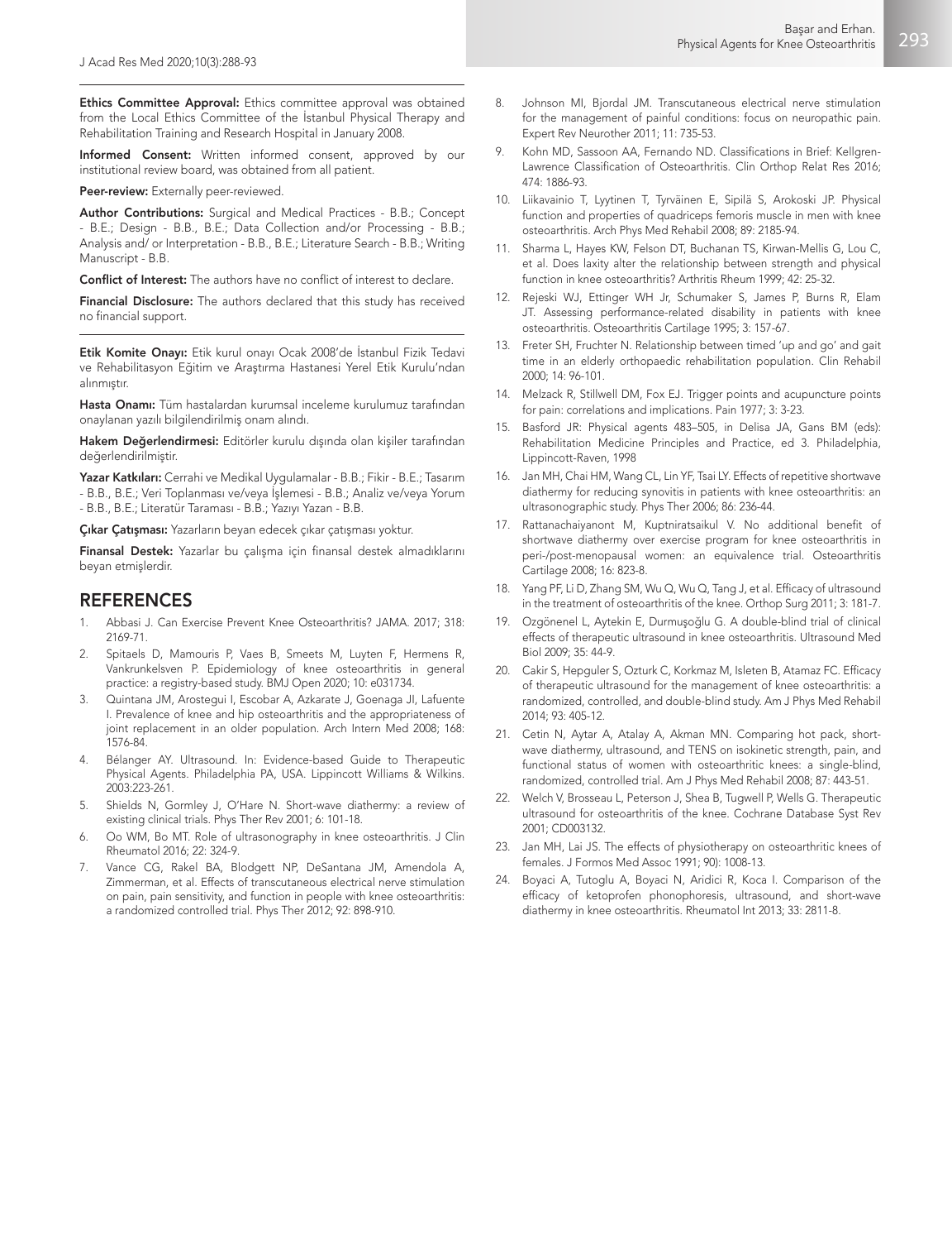**Ethics Committee Approval:** Ethics committee approval was obtained from the Local Ethics Committee of the İstanbul Physical Therapy and Rehabilitation Training and Research Hospital in January 2008.

**Informed Consent:** Written informed consent, approved by our institutional review board, was obtained from all patient.

**Peer-review:** Externally peer-reviewed.

**Author Contributions:** Surgical and Medical Practices - B.B.; Concept - B.E.; Design - B.B., B.E.; Data Collection and/or Processing - B.B.; Analysis and/ or Interpretation - B.B., B.E.; Literature Search - B.B.; Writing Manuscript - B.B.

**Conflict of Interest:** The authors have no conflict of interest to declare.

**Financial Disclosure:** The authors declared that this study has received no financial support.

**Etik Komite Onayı:** Etik kurul onayı Ocak 2008'de İstanbul Fizik Tedavi ve Rehabilitasyon Eğitim ve Araştırma Hastanesi Yerel Etik Kurulu'ndan alınmıştır.

**Hasta Onamı:** Tüm hastalardan kurumsal inceleme kurulumuz tarafından onaylanan yazılı bilgilendirilmiş onam alındı.

**Hakem Değerlendirmesi:** Editörler kurulu dışında olan kişiler tarafından değerlendirilmiştir.

**Yazar Katkıları:** Cerrahi ve Medikal Uygulamalar - B.B.; Fikir - B.E.; Tasarım - B.B., B.E.; Veri Toplanması ve/veya İşlemesi - B.B.; Analiz ve/veya Yorum - B.B., B.E.; Literatür Taraması - B.B.; Yazıyı Yazan - B.B.

**Çıkar Çatışması:** Yazarların beyan edecek çıkar çatışması yoktur.

**Finansal Destek:** Yazarlar bu çalışma için finansal destek almadıklarını beyan etmişlerdir.

## REFERENCES

1. Abbasi J. Can Exercise Prevent Knee Osteoarthritis? JAMA. 2017; 318: 2169-71.
2. Spitaels D, Mamouris P, Vaes B, Smeets M, Luyten F, Hermens R, Vankrunkelsven P. Epidemiology of knee osteoarthritis in general practice: a registry-based study. BMJ Open 2020; 10: e031734.
3. Quintana JM, Arostegui I, Escobar A, Azkarate J, Goenaga JI, Lafuente I. Prevalence of knee and hip osteoarthritis and the appropriateness of joint replacement in an older population. Arch Intern Med 2008; 168: 1576-84.
4. Bélanger AY. Ultrasound. In: Evidence-based Guide to Therapeutic Physical Agents. Philadelphia PA, USA. Lippincott Williams & Wilkins. 2003:223-261.
5. Shields N, Gormley J, O'Hare N. Short-wave diathermy: a review of existing clinical trials. Phys Ther Rev 2001; 6: 101-18.
6. Oo WM, Bo MT. Role of ultrasonography in knee osteoarthritis. J Clin Rheumatol 2016; 22: 324-9.
7. Vance CG, Rakel BA, Blodgett NP, DeSantana JM, Amendola A, Zimmerman, et al. Effects of transcutaneous electrical nerve stimulation on pain, pain sensitivity, and function in people with knee osteoarthritis: a randomized controlled trial. Phys Ther 2012; 92: 898-910.
8. Johnson MI, Bjordal JM. Transcutaneous electrical nerve stimulation for the management of painful conditions: focus on neuropathic pain. Expert Rev Neurother 2011; 11: 735-53.
9. Kohn MD, Sassoon AA, Fernando ND. Classifications in Brief: Kellgren-Lawrence Classification of Osteoarthritis. Clin Orthop Relat Res 2016; 474: 1886-93.
10. Liikavainio T, Lyytinen T, Tyrväinen E, Sipilä S, Arokoski JP. Physical function and properties of quadriceps femoris muscle in men with knee osteoarthritis. Arch Phys Med Rehabil 2008; 89: 2185-94.
11. Sharma L, Hayes KW, Felson DT, Buchanan TS, Kirwan-Mellis G, Lou C, et al. Does laxity alter the relationship between strength and physical function in knee osteoarthritis? Arthritis Rheum 1999; 42: 25-32.
12. Rejeski WJ, Ettinger WH Jr, Schumaker S, James P, Burns R, Elam JT. Assessing performance-related disability in patients with knee osteoarthritis. Osteoarthritis Cartilage 1995; 3: 157-67.
13. Freter SH, Fruchter N. Relationship between timed 'up and go' and gait time in an elderly orthopaedic rehabilitation population. Clin Rehabil 2000; 14: 96-101.
14. Melzack R, Stillwell DM, Fox EJ. Trigger points and acupuncture points for pain: correlations and implications. Pain 1977; 3: 3-23.
15. Basford JR: Physical agents 483–505, in Delisa JA, Gans BM (eds): Rehabilitation Medicine Principles and Practice, ed 3. Philadelphia, Lippincott-Raven, 1998
16. Jan MH, Chai HM, Wang CL, Lin YF, Tsai LY. Effects of repetitive shortwave diathermy for reducing synovitis in patients with knee osteoarthritis: an ultrasonographic study. Phys Ther 2006; 86: 236-44.
17. Rattanachaiyanont M, Kuptniratsaikul V. No additional benefit of shortwave diathermy over exercise program for knee osteoarthritis in peri-/post-menopausal women: an equivalence trial. Osteoarthritis Cartilage 2008; 16: 823-8.
18. Yang PF, Li D, Zhang SM, Wu Q, Wu Q, Tang J, et al. Efficacy of ultrasound in the treatment of osteoarthritis of the knee. Orthop Surg 2011; 3: 181-7.
19. Ozgönenel L, Aytekin E, Durmuşoğlu G. A double-blind trial of clinical effects of therapeutic ultrasound in knee osteoarthritis. Ultrasound Med Biol 2009; 35: 44-9.
20. Cakir S, Hepguler S, Ozturk C, Korkmaz M, Isleten B, Atamaz FC. Efficacy of therapeutic ultrasound for the management of knee osteoarthritis: a randomized, controlled, and double-blind study. Am J Phys Med Rehabil 2014; 93: 405-12.
21. Cetin N, Aytar A, Atalay A, Akman MN. Comparing hot pack, short-wave diathermy, ultrasound, and TENS on isokinetic strength, pain, and functional status of women with osteoarthritic knees: a single-blind, randomized, controlled trial. Am J Phys Med Rehabil 2008; 87: 443-51.
22. Welch V, Brosseau L, Peterson J, Shea B, Tugwell P, Wells G. Therapeutic ultrasound for osteoarthritis of the knee. Cochrane Database Syst Rev 2001; CD003132.
23. Jan MH, Lai JS. The effects of physiotherapy on osteoarthritic knees of females. J Formos Med Assoc 1991; 90): 1008-13.
24. Boyaci A, Tutoglu A, Boyaci N, Aridici R, Koca I. Comparison of the efficacy of ketoprofen phonophoresis, ultrasound, and short-wave diathermy in knee osteoarthritis. Rheumatol Int 2013; 33: 2811-8.